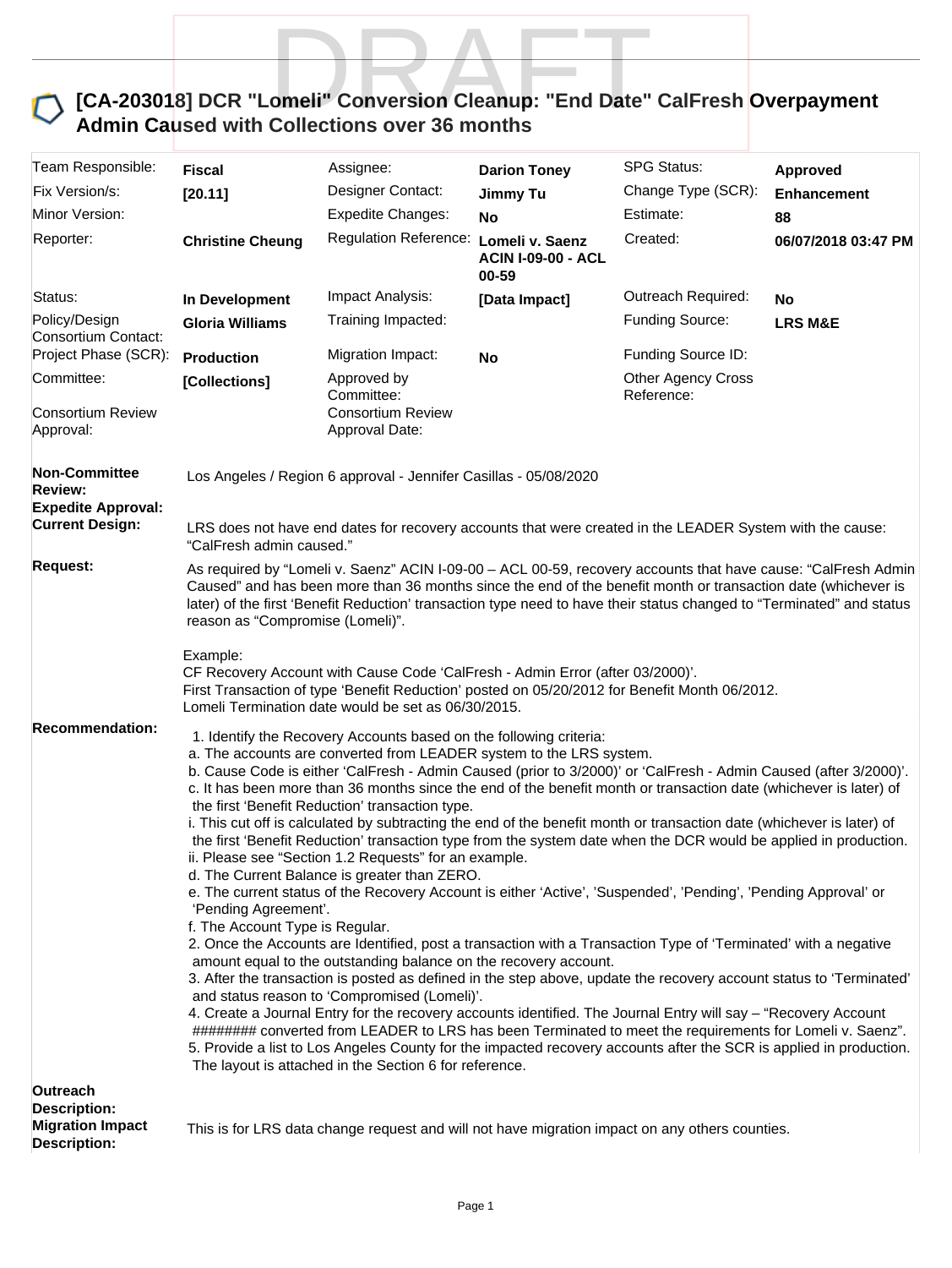# [CA-203018] DCR "Lomeli" Conversion Cleanup: "End Date" CalFresh Overpayment Admin Caused with Collections over 36 months

| Team Responsible: | Fiscal | Assignee: | Darion Toney | SPG Status: | Approved |
|---|---|---|---|---|---|
| Fix Version/s: | [20.11] | Designer Contact: | Jimmy Tu | Change Type (SCR): | Enhancement |
| Minor Version: | | Expedite Changes: | No | Estimate: | 88 |
| Reporter: | Christine Cheung | Regulation Reference: | Lomeli v. Saenz ACIN I-09-00 - ACL 00-59 | Created: | 06/07/2018 03:47 PM |
| Status: | In Development | Impact Analysis: | [Data Impact] | Outreach Required: | No |
| Policy/Design Consortium Contact: | Gloria Williams | Training Impacted: | | Funding Source: | LRS M&E |
| Project Phase (SCR): | Production | Migration Impact: | No | Funding Source ID: | |
| Committee: | [Collections] | Approved by Committee: | | Other Agency Cross Reference: | |
| Consortium Review Approval: | | Consortium Review Approval Date: | | | |

**Non-Committee Review:** Los Angeles / Region 6 approval - Jennifer Casillas - 05/08/2020

**Expedite Approval:**

**Current Design:** LRS does not have end dates for recovery accounts that were created in the LEADER System with the cause: "CalFresh admin caused."

**Request:** As required by "Lomeli v. Saenz" ACIN I-09-00 – ACL 00-59, recovery accounts that have cause: "CalFresh Admin Caused" and has been more than 36 months since the end of the benefit month or transaction date (whichever is later) of the first 'Benefit Reduction' transaction type need to have their status changed to "Terminated" and status reason as "Compromise (Lomeli)".

Example:
CF Recovery Account with Cause Code 'CalFresh - Admin Error (after 03/2000)'.
First Transaction of type 'Benefit Reduction' posted on 05/20/2012 for Benefit Month 06/2012.
Lomeli Termination date would be set as 06/30/2015.

**Recommendation:**

1. Identify the Recovery Accounts based on the following criteria:
   a. The accounts are converted from LEADER system to the LRS system.
   b. Cause Code is either 'CalFresh - Admin Caused (prior to 3/2000)' or 'CalFresh - Admin Caused (after 3/2000)'.
   c. It has been more than 36 months since the end of the benefit month or transaction date (whichever is later) of the first 'Benefit Reduction' transaction type.
   i. This cut off is calculated by subtracting the end of the benefit month or transaction date (whichever is later) of the first 'Benefit Reduction' transaction type from the system date when the DCR would be applied in production.
   ii. Please see "Section 1.2 Requests" for an example.
   d. The Current Balance is greater than ZERO.
   e. The current status of the Recovery Account is either 'Active', 'Suspended', 'Pending', 'Pending Approval' or 'Pending Agreement'.
   f. The Account Type is Regular.
2. Once the Accounts are Identified, post a transaction with a Transaction Type of 'Terminated' with a negative amount equal to the outstanding balance on the recovery account.
3. After the transaction is posted as defined in the step above, update the recovery account status to 'Terminated' and status reason to 'Compromised (Lomeli)'.
4. Create a Journal Entry for the recovery accounts identified. The Journal Entry will say – "Recovery Account ######## converted from LEADER to LRS has been Terminated to meet the requirements for Lomeli v. Saenz".
5. Provide a list to Los Angeles County for the impacted recovery accounts after the SCR is applied in production. The layout is attached in the Section 6 for reference.

**Outreach Description:**

**Migration Impact Description:** This is for LRS data change request and will not have migration impact on any others counties.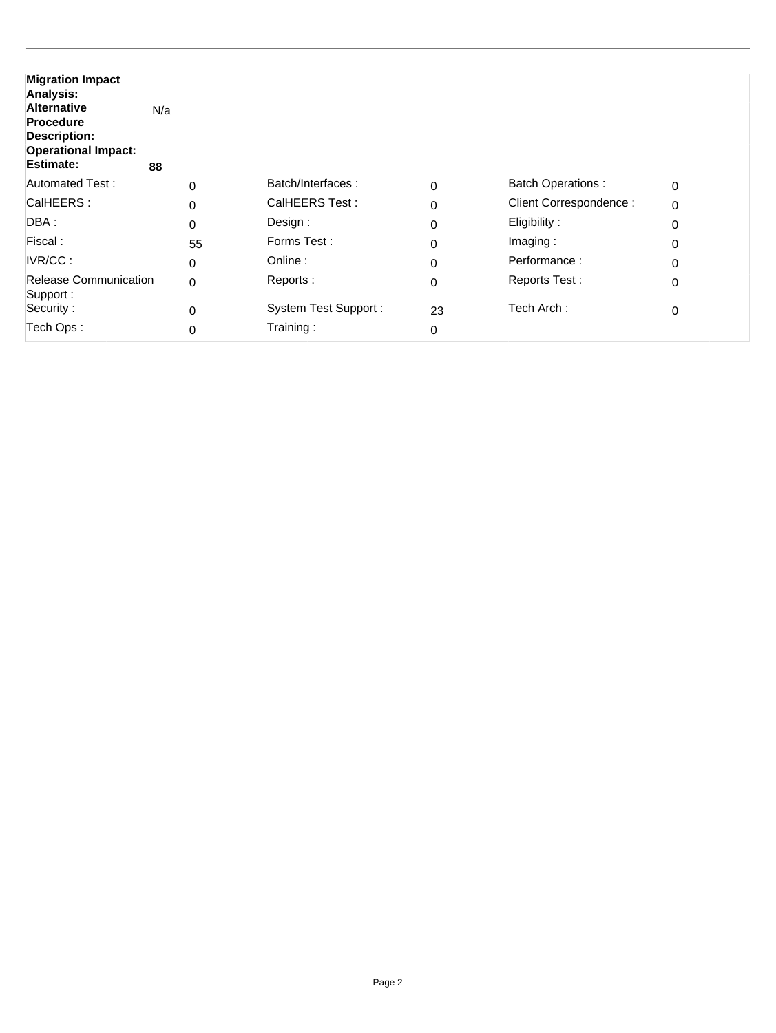**Migration Impact Analysis:**

**Alternative Procedure Description:** N/a

**Operational Impact:**

**Estimate:** **88**

| | | | | | |
|---|---|---|---|---|---|
| Automated Test : | 0 | Batch/Interfaces : | 0 | Batch Operations : | 0 |
| CalHEERS : | 0 | CalHEERS Test : | 0 | Client Correspondence : | 0 |
| DBA : | 0 | Design : | 0 | Eligibility : | 0 |
| Fiscal : | 55 | Forms Test : | 0 | Imaging : | 0 |
| IVR/CC : | 0 | Online : | 0 | Performance : | 0 |
| Release Communication Support : | 0 | Reports : | 0 | Reports Test : | 0 |
| Security : | 0 | System Test Support : | 23 | Tech Arch : | 0 |
| Tech Ops : | 0 | Training : | 0 | | |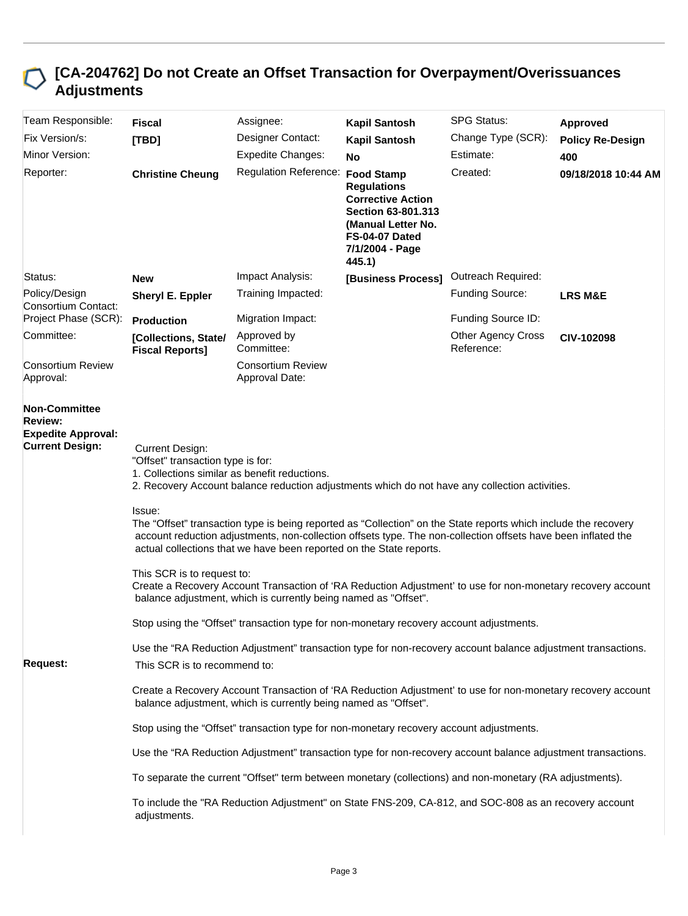## [CA-204762] Do not Create an Offset Transaction for Overpayment/Overissuances Adjustments

| | | | | | |
|---|---|---|---|---|---|
| Team Responsible: | **Fiscal** | Assignee: | **Kapil Santosh** | SPG Status: | **Approved** |
| Fix Version/s: | **[TBD]** | Designer Contact: | **Kapil Santosh** | Change Type (SCR): | **Policy Re-Design** |
| Minor Version: | | Expedite Changes: | **No** | Estimate: | **400** |
| Reporter: | **Christine Cheung** | Regulation Reference: | **Food Stamp Regulations Corrective Action Section 63-801.313 (Manual Letter No. FS-04-07 Dated 7/1/2004 - Page 445.1)** | Created: | **09/18/2018 10:44 AM** |
| Status: | **New** | Impact Analysis: | **[Business Process]** | Outreach Required: | |
| Policy/Design Consortium Contact: | **Sheryl E. Eppler** | Training Impacted: | | Funding Source: | **LRS M&E** |
| Project Phase (SCR): | **Production** | Migration Impact: | | Funding Source ID: | |
| Committee: | **[Collections, State/ Fiscal Reports]** | Approved by Committee: | | Other Agency Cross Reference: | **CIV-102098** |
| Consortium Review Approval: | | Consortium Review Approval Date: | | | |

**Non-Committee Review:**

**Expedite Approval:**

**Current Design:**

Current Design:
"Offset" transaction type is for:
1. Collections similar as benefit reductions.
2. Recovery Account balance reduction adjustments which do not have any collection activities.

Issue:
The "Offset" transaction type is being reported as "Collection" on the State reports which include the recovery account reduction adjustments, non-collection offsets type. The non-collection offsets have been inflated the actual collections that we have been reported on the State reports.

This SCR is to request to:
Create a Recovery Account Transaction of 'RA Reduction Adjustment' to use for non-monetary recovery account balance adjustment, which is currently being named as "Offset".

Stop using the "Offset" transaction type for non-monetary recovery account adjustments.

Use the "RA Reduction Adjustment" transaction type for non-recovery account balance adjustment transactions.

**Request:**

This SCR is to recommend to:

Create a Recovery Account Transaction of 'RA Reduction Adjustment' to use for non-monetary recovery account balance adjustment, which is currently being named as "Offset".

Stop using the "Offset" transaction type for non-monetary recovery account adjustments.

Use the "RA Reduction Adjustment" transaction type for non-recovery account balance adjustment transactions.

To separate the current "Offset" term between monetary (collections) and non-monetary (RA adjustments).

To include the "RA Reduction Adjustment" on State FNS-209, CA-812, and SOC-808 as an recovery account adjustments.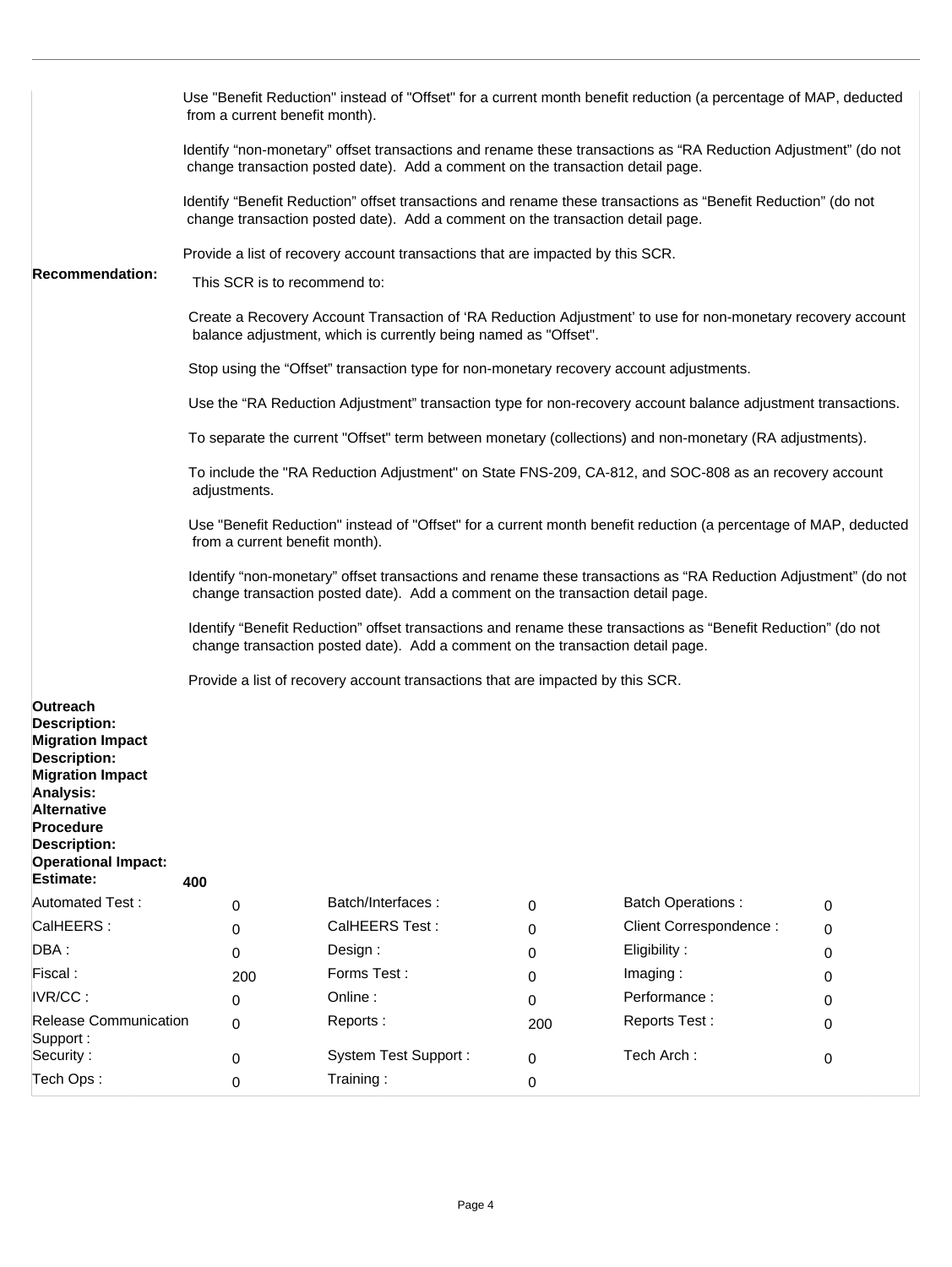Use "Benefit Reduction" instead of "Offset" for a current month benefit reduction (a percentage of MAP, deducted from a current benefit month).

Identify “non-monetary” offset transactions and rename these transactions as “RA Reduction Adjustment” (do not change transaction posted date). Add a comment on the transaction detail page.

Identify “Benefit Reduction” offset transactions and rename these transactions as “Benefit Reduction” (do not change transaction posted date). Add a comment on the transaction detail page.

Provide a list of recovery account transactions that are impacted by this SCR.

**Recommendation:**

This SCR is to recommend to:

Create a Recovery Account Transaction of ‘RA Reduction Adjustment’ to use for non-monetary recovery account balance adjustment, which is currently being named as "Offset".

Stop using the “Offset” transaction type for non-monetary recovery account adjustments.

Use the “RA Reduction Adjustment” transaction type for non-recovery account balance adjustment transactions.

To separate the current "Offset" term between monetary (collections) and non-monetary (RA adjustments).

To include the "RA Reduction Adjustment" on State FNS-209, CA-812, and SOC-808 as an recovery account adjustments.

Use "Benefit Reduction" instead of "Offset" for a current month benefit reduction (a percentage of MAP, deducted from a current benefit month).

Identify “non-monetary” offset transactions and rename these transactions as “RA Reduction Adjustment” (do not change transaction posted date). Add a comment on the transaction detail page.

Identify “Benefit Reduction” offset transactions and rename these transactions as “Benefit Reduction” (do not change transaction posted date). Add a comment on the transaction detail page.

Provide a list of recovery account transactions that are impacted by this SCR.

**Outreach Description:**

**Migration Impact Description:**

**Migration Impact Analysis:**

**Alternative Procedure Description:**

**Operational Impact:**

**Estimate:** **400**

| | | | | | |
|---|---|---|---|---|---|
| Automated Test : | 0 | Batch/Interfaces : | 0 | Batch Operations : | 0 |
| CalHEERS : | 0 | CalHEERS Test : | 0 | Client Correspondence : | 0 |
| DBA : | 0 | Design : | 0 | Eligibility : | 0 |
| Fiscal : | 200 | Forms Test : | 0 | Imaging : | 0 |
| IVR/CC : | 0 | Online : | 0 | Performance : | 0 |
| Release Communication Support : | 0 | Reports : | 200 | Reports Test : | 0 |
| Security : | 0 | System Test Support : | 0 | Tech Arch : | 0 |
| Tech Ops : | 0 | Training : | 0 | | |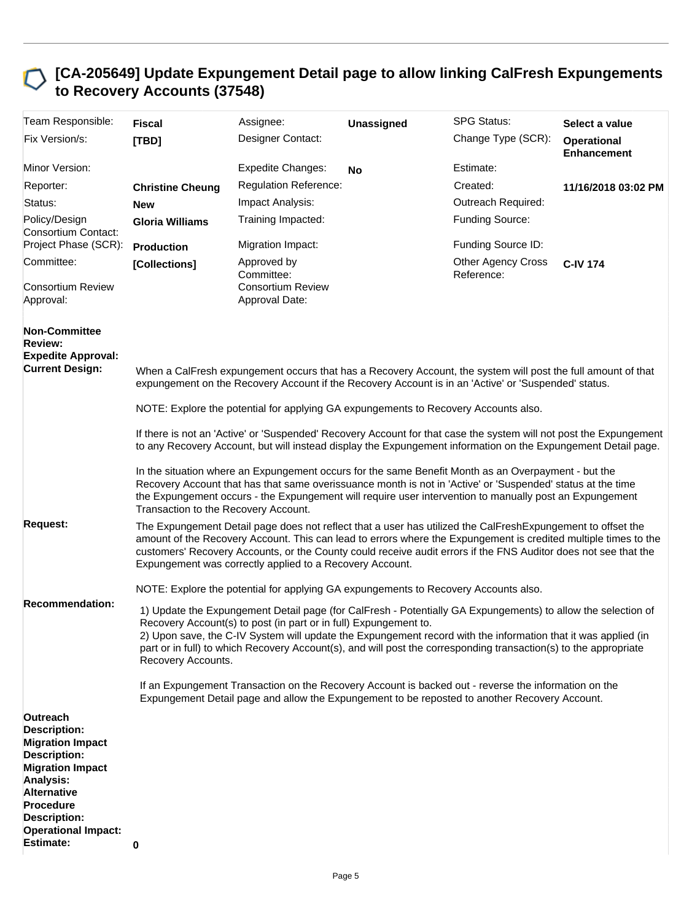## [CA-205649] Update Expungement Detail page to allow linking CalFresh Expungements to Recovery Accounts (37548)

| | | | | | |
|---|---|---|---|---|---|
| Team Responsible: | **Fiscal** | Assignee: | **Unassigned** | SPG Status: | **Select a value** |
| Fix Version/s: | **[TBD]** | Designer Contact: | | Change Type (SCR): | **Operational Enhancement** |
| Minor Version: | | Expedite Changes: | **No** | Estimate: | |
| Reporter: | **Christine Cheung** | Regulation Reference: | | Created: | **11/16/2018 03:02 PM** |
| Status: | **New** | Impact Analysis: | | Outreach Required: | |
| Policy/Design Consortium Contact: | **Gloria Williams** | Training Impacted: | | Funding Source: | |
| Project Phase (SCR): | **Production** | Migration Impact: | | Funding Source ID: | |
| Committee: | **[Collections]** | Approved by Committee: | | Other Agency Cross Reference: | **C-IV 174** |
| Consortium Review Approval: | | Consortium Review Approval Date: | | | |

**Non-Committee Review:**

**Expedite Approval:**

**Current Design:**

When a CalFresh expungement occurs that has a Recovery Account, the system will post the full amount of that expungement on the Recovery Account if the Recovery Account is in an 'Active' or 'Suspended' status.

NOTE: Explore the potential for applying GA expungements to Recovery Accounts also.

If there is not an 'Active' or 'Suspended' Recovery Account for that case the system will not post the Expungement to any Recovery Account, but will instead display the Expungement information on the Expungement Detail page.

In the situation where an Expungement occurs for the same Benefit Month as an Overpayment - but the Recovery Account that has that same overissuance month is not in 'Active' or 'Suspended' status at the time the Expungement occurs - the Expungement will require user intervention to manually post an Expungement Transaction to the Recovery Account.

**Request:**

The Expungement Detail page does not reflect that a user has utilized the CalFreshExpungement to offset the amount of the Recovery Account. This can lead to errors where the Expungement is credited multiple times to the customers' Recovery Accounts, or the County could receive audit errors if the FNS Auditor does not see that the Expungement was correctly applied to a Recovery Account.

NOTE: Explore the potential for applying GA expungements to Recovery Accounts also.

**Recommendation:**

1) Update the Expungement Detail page (for CalFresh - Potentially GA Expungements) to allow the selection of Recovery Account(s) to post (in part or in full) Expungement to.
2) Upon save, the C-IV System will update the Expungement record with the information that it was applied (in part or in full) to which Recovery Account(s), and will post the corresponding transaction(s) to the appropriate Recovery Accounts.

If an Expungement Transaction on the Recovery Account is backed out - reverse the information on the Expungement Detail page and allow the Expungement to be reposted to another Recovery Account.

**Outreach Description:**

**Migration Impact Description:**

**Migration Impact Analysis:**

**Alternative Procedure Description:**

**Operational Impact:**

**Estimate:** 0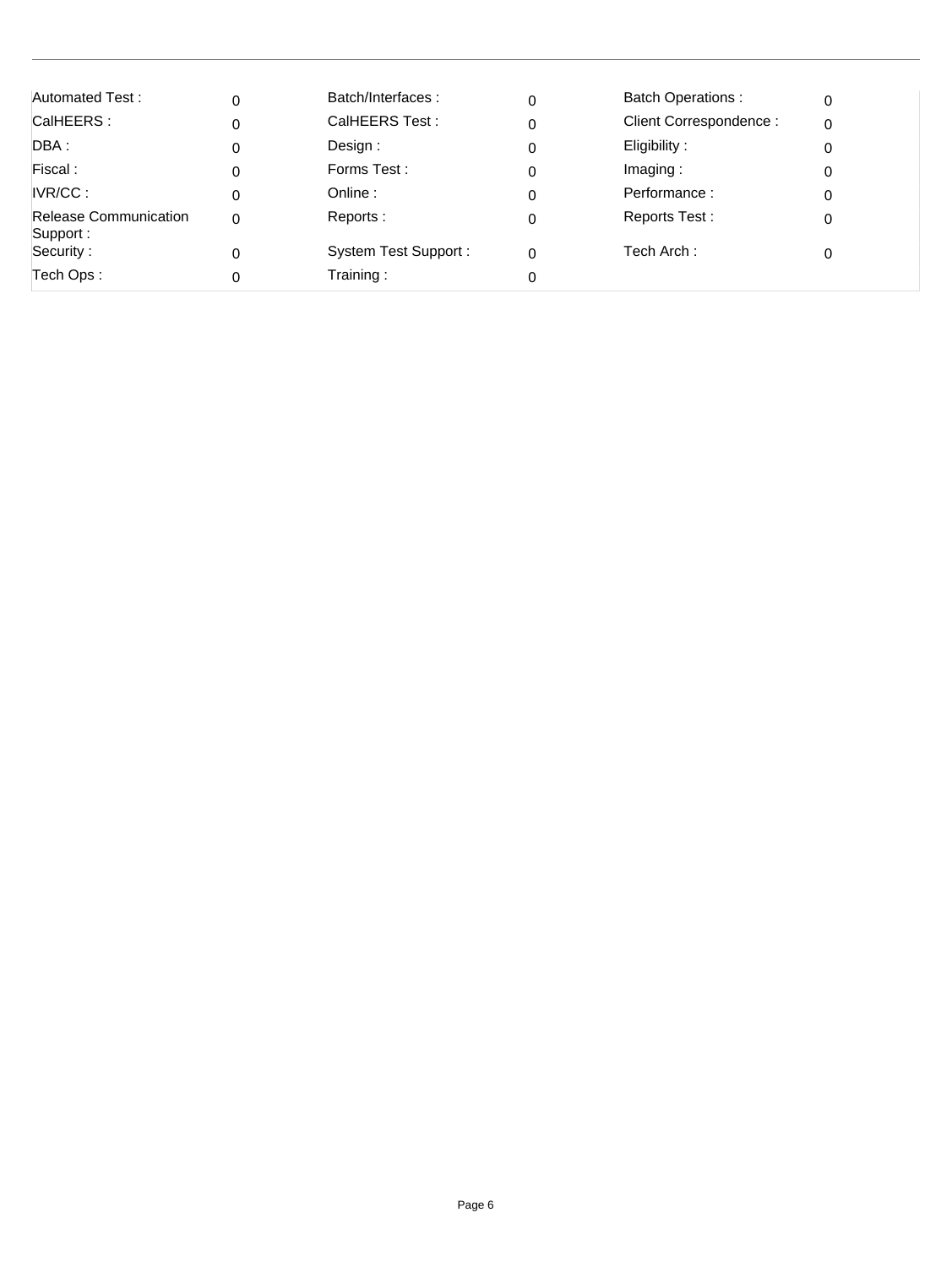| | | | | | |
|---|---|---|---|---|---|
| Automated Test : | 0 | Batch/Interfaces : | 0 | Batch Operations : | 0 |
| CalHEERS : | 0 | CalHEERS Test : | 0 | Client Correspondence : | 0 |
| DBA : | 0 | Design : | 0 | Eligibility : | 0 |
| Fiscal : | 0 | Forms Test : | 0 | Imaging : | 0 |
| IVR/CC : | 0 | Online : | 0 | Performance : | 0 |
| Release Communication Support : | 0 | Reports : | 0 | Reports Test : | 0 |
| Security : | 0 | System Test Support : | 0 | Tech Arch : | 0 |
| Tech Ops : | 0 | Training : | 0 | | |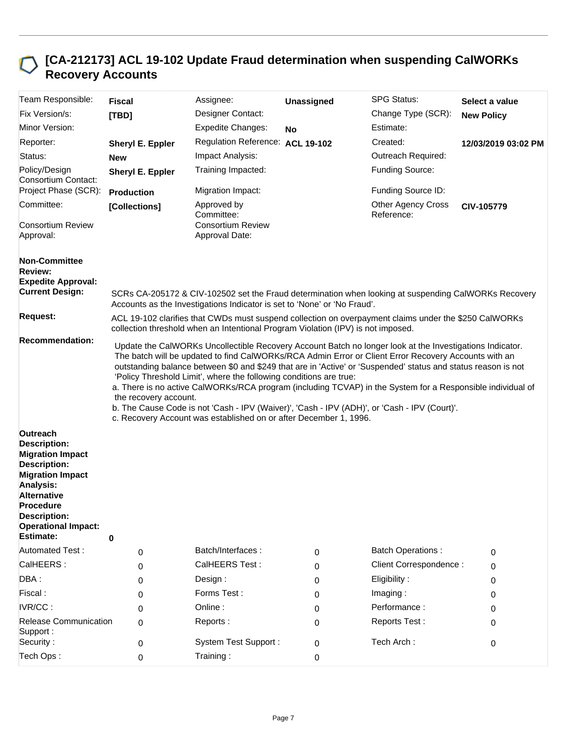# [CA-212173] ACL 19-102 Update Fraud determination when suspending CalWORKs Recovery Accounts

| | | | | | |
|---|---|---|---|---|---|
| Team Responsible: | **Fiscal** | Assignee: | **Unassigned** | SPG Status: | **Select a value** |
| Fix Version/s: | **[TBD]** | Designer Contact: | | Change Type (SCR): | **New Policy** |
| Minor Version: | | Expedite Changes: | **No** | Estimate: | |
| Reporter: | **Sheryl E. Eppler** | Regulation Reference: | **ACL 19-102** | Created: | **12/03/2019 03:02 PM** |
| Status: | **New** | Impact Analysis: | | Outreach Required: | |
| Policy/Design Consortium Contact: | **Sheryl E. Eppler** | Training Impacted: | | Funding Source: | |
| Project Phase (SCR): | **Production** | Migration Impact: | | Funding Source ID: | |
| Committee: | **[Collections]** | Approved by Committee: | | Other Agency Cross Reference: | **CIV-105779** |
| Consortium Review Approval: | | Consortium Review Approval Date: | | | |

**Non-Committee Review:**

**Expedite Approval:**

**Current Design:** SCRs CA-205172 & CIV-102502 set the Fraud determination when looking at suspending CalWORKs Recovery Accounts as the Investigations Indicator is set to 'None' or 'No Fraud'.

**Request:** ACL 19-102 clarifies that CWDs must suspend collection on overpayment claims under the $250 CalWORKs collection threshold when an Intentional Program Violation (IPV) is not imposed.

**Recommendation:** Update the CalWORKs Uncollectible Recovery Account Batch no longer look at the Investigations Indicator. The batch will be updated to find CalWORKs/RCA Admin Error or Client Error Recovery Accounts with an outstanding balance between $0 and $249 that are in 'Active' or 'Suspended' status and status reason is not 'Policy Threshold Limit', where the following conditions are true:

a. There is no active CalWORKs/RCA program (including TCVAP) in the System for a Responsible individual of the recovery account.

b. The Cause Code is not 'Cash - IPV (Waiver)', 'Cash - IPV (ADH)', or 'Cash - IPV (Court)'.

c. Recovery Account was established on or after December 1, 1996.

**Outreach Description:**

**Migration Impact Description:**

**Migration Impact Analysis:**

**Alternative Procedure Description:**

**Operational Impact:**

**Estimate:** 0

| | | | | | |
|---|---|---|---|---|---|
| Automated Test : | 0 | Batch/Interfaces : | 0 | Batch Operations : | 0 |
| CalHEERS : | 0 | CalHEERS Test : | 0 | Client Correspondence : | 0 |
| DBA : | 0 | Design : | 0 | Eligibility : | 0 |
| Fiscal : | 0 | Forms Test : | 0 | Imaging : | 0 |
| IVR/CC : | 0 | Online : | 0 | Performance : | 0 |
| Release Communication Support : | 0 | Reports : | 0 | Reports Test : | 0 |
| Security : | 0 | System Test Support : | 0 | Tech Arch : | 0 |
| Tech Ops : | 0 | Training : | 0 | | |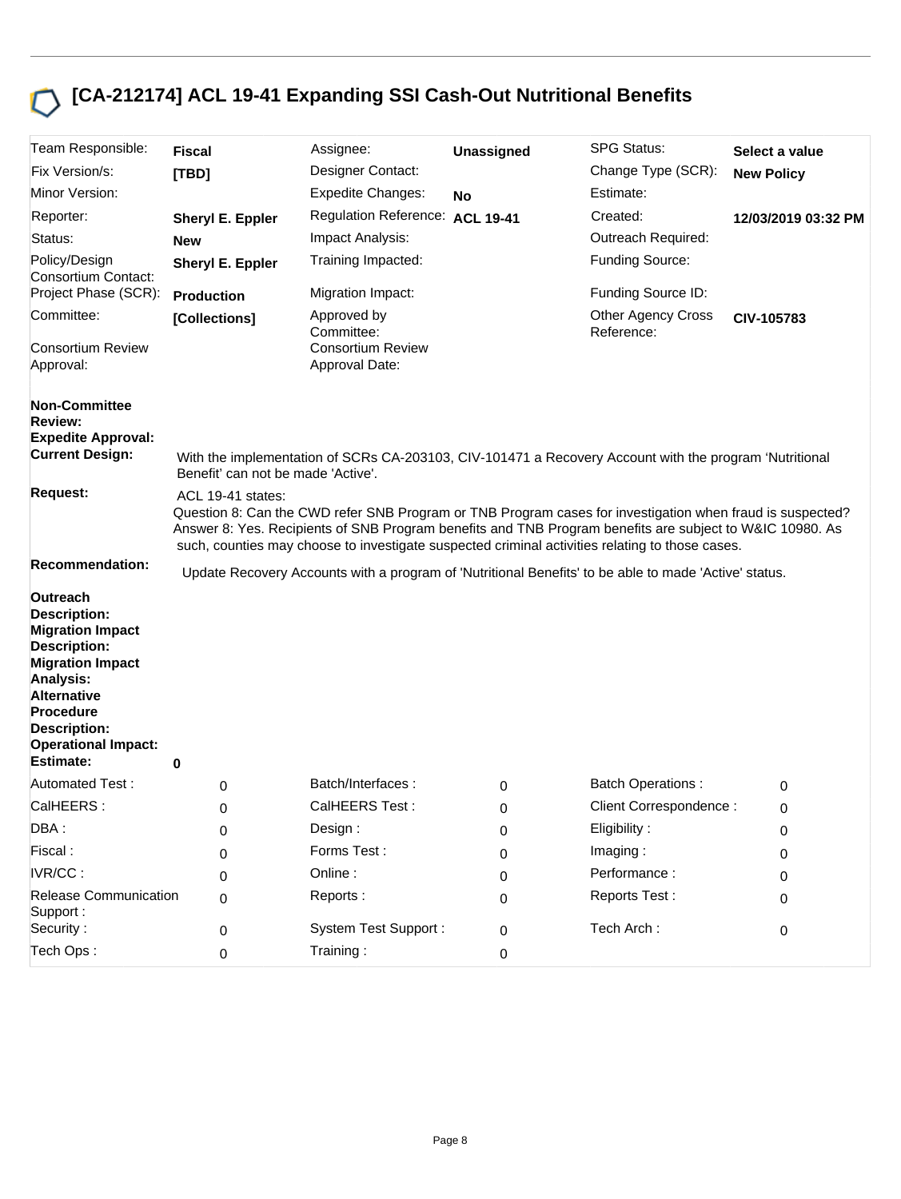# [CA-212174] ACL 19-41 Expanding SSI Cash-Out Nutritional Benefits

| | | | | | |
|---|---|---|---|---|---|
| Team Responsible: | **Fiscal** | Assignee: | **Unassigned** | SPG Status: | **Select a value** |
| Fix Version/s: | **[TBD]** | Designer Contact: | | Change Type (SCR): | **New Policy** |
| Minor Version: | | Expedite Changes: | **No** | Estimate: | |
| Reporter: | **Sheryl E. Eppler** | Regulation Reference: | **ACL 19-41** | Created: | **12/03/2019 03:32 PM** |
| Status: | **New** | Impact Analysis: | | Outreach Required: | |
| Policy/Design Consortium Contact: | **Sheryl E. Eppler** | Training Impacted: | | Funding Source: | |
| Project Phase (SCR): | **Production** | Migration Impact: | | Funding Source ID: | |
| Committee: | **[Collections]** | Approved by Committee: | | Other Agency Cross Reference: | **CIV-105783** |
| Consortium Review Approval: | | Consortium Review Approval Date: | | | |

**Non-Committee Review:**

**Expedite Approval:**

**Current Design:** With the implementation of SCRs CA-203103, CIV-101471 a Recovery Account with the program 'Nutritional Benefit' can not be made 'Active'.

**Request:** ACL 19-41 states:
Question 8: Can the CWD refer SNB Program or TNB Program cases for investigation when fraud is suspected?
Answer 8: Yes. Recipients of SNB Program benefits and TNB Program benefits are subject to W&IC 10980. As such, counties may choose to investigate suspected criminal activities relating to those cases.

**Recommendation:** Update Recovery Accounts with a program of 'Nutritional Benefits' to be able to made 'Active' status.

**Outreach Description:**

**Migration Impact Description:**

**Migration Impact Analysis:**

**Alternative Procedure Description:**

**Operational Impact:**

**Estimate:** **0**

| | | | | | |
|---|---|---|---|---|---|
| Automated Test : | 0 | Batch/Interfaces : | 0 | Batch Operations : | 0 |
| CalHEERS : | 0 | CalHEERS Test : | 0 | Client Correspondence : | 0 |
| DBA : | 0 | Design : | 0 | Eligibility : | 0 |
| Fiscal : | 0 | Forms Test : | 0 | Imaging : | 0 |
| IVR/CC : | 0 | Online : | 0 | Performance : | 0 |
| Release Communication Support : | 0 | Reports : | 0 | Reports Test : | 0 |
| Security : | 0 | System Test Support : | 0 | Tech Arch : | 0 |
| Tech Ops : | 0 | Training : | 0 | | |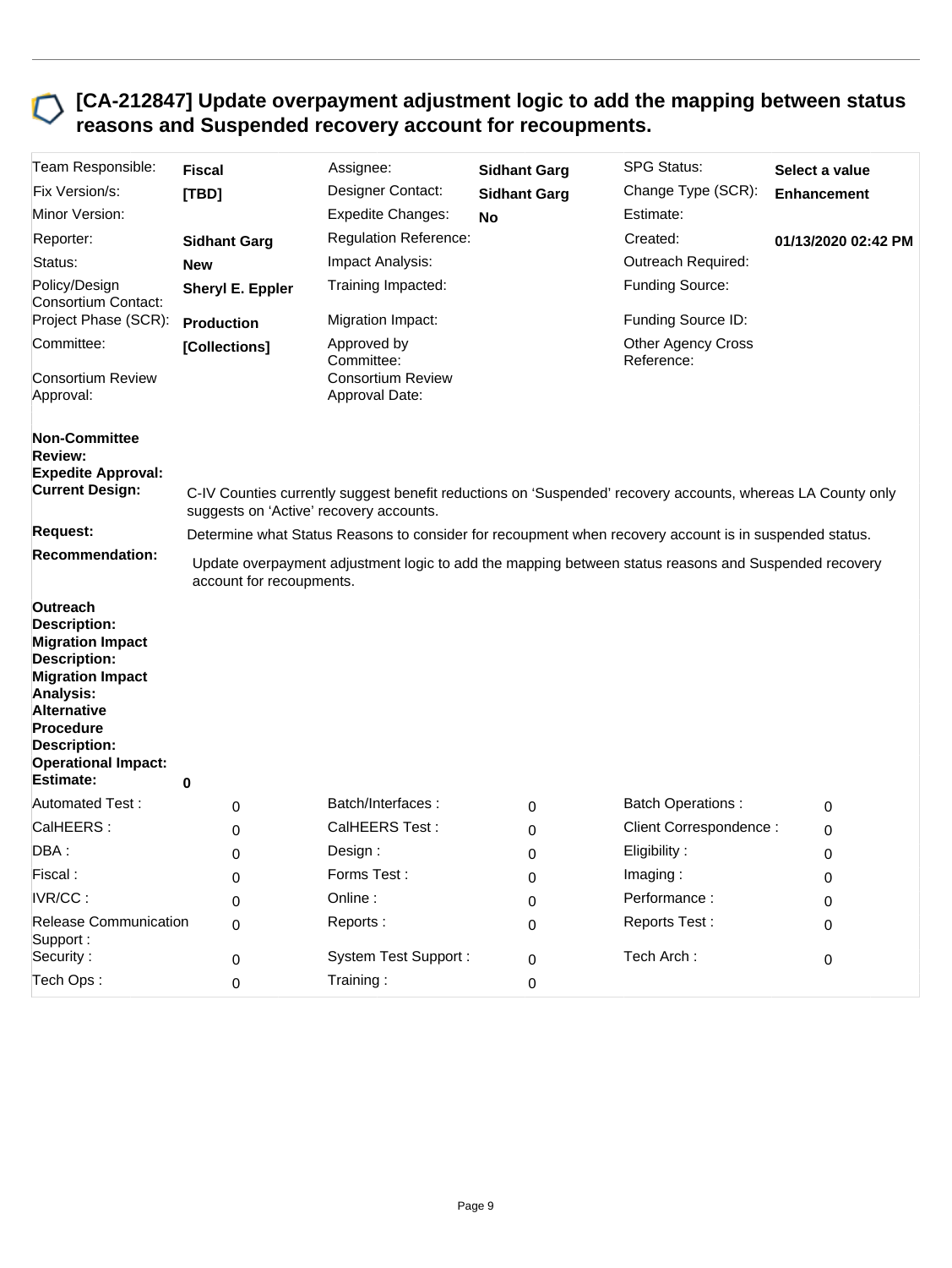## [CA-212847] Update overpayment adjustment logic to add the mapping between status reasons and Suspended recovery account for recoupments.

| | | | | | |
|---|---|---|---|---|---|
| Team Responsible: | **Fiscal** | Assignee: | **Sidhant Garg** | SPG Status: | **Select a value** |
| Fix Version/s: | **[TBD]** | Designer Contact: | **Sidhant Garg** | Change Type (SCR): | **Enhancement** |
| Minor Version: | | Expedite Changes: | **No** | Estimate: | |
| Reporter: | **Sidhant Garg** | Regulation Reference: | | Created: | **01/13/2020 02:42 PM** |
| Status: | **New** | Impact Analysis: | | Outreach Required: | |
| Policy/Design Consortium Contact: | **Sheryl E. Eppler** | Training Impacted: | | Funding Source: | |
| Project Phase (SCR): | **Production** | Migration Impact: | | Funding Source ID: | |
| Committee: | **[Collections]** | Approved by Committee: | | Other Agency Cross Reference: | |
| Consortium Review Approval: | | Consortium Review Approval Date: | | | |

**Non-Committee Review:**

**Expedite Approval:**

**Current Design:** C-IV Counties currently suggest benefit reductions on 'Suspended' recovery accounts, whereas LA County only suggests on 'Active' recovery accounts.

**Request:** Determine what Status Reasons to consider for recoupment when recovery account is in suspended status.

**Recommendation:** Update overpayment adjustment logic to add the mapping between status reasons and Suspended recovery account for recoupments.

**Outreach Description:**

**Migration Impact Description:**

**Migration Impact Analysis:**

**Alternative Procedure Description:**

**Operational Impact:**

**Estimate:** **0**

| | | | | | |
|---|---|---|---|---|---|
| Automated Test : | 0 | Batch/Interfaces : | 0 | Batch Operations : | 0 |
| CalHEERS : | 0 | CalHEERS Test : | 0 | Client Correspondence : | 0 |
| DBA : | 0 | Design : | 0 | Eligibility : | 0 |
| Fiscal : | 0 | Forms Test : | 0 | Imaging : | 0 |
| IVR/CC : | 0 | Online : | 0 | Performance : | 0 |
| Release Communication Support : | 0 | Reports : | 0 | Reports Test : | 0 |
| Security : | 0 | System Test Support : | 0 | Tech Arch : | 0 |
| Tech Ops : | 0 | Training : | 0 | | |